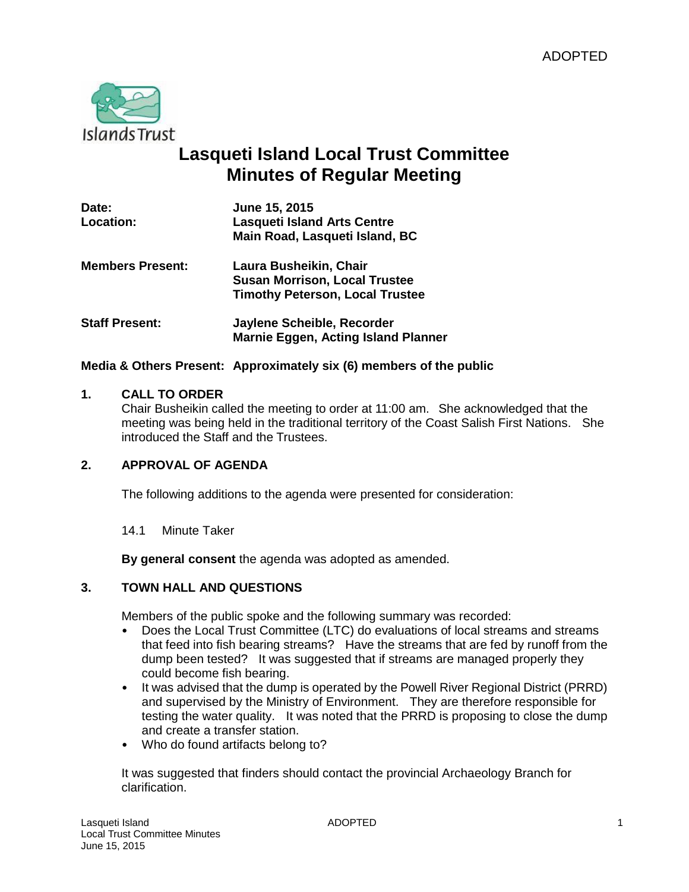ADOPTED

# Lasqueti Island Local Trust Committee
# Minutes of Regular Meeting

| | |
|---|---|
| **Date:** | **June 15, 2015** |
| **Location:** | **Lasqueti Island Arts Centre**<br>**Main Road, Lasqueti Island, BC** |
| **Members Present:** | **Laura Busheikin, Chair**<br>**Susan Morrison, Local Trustee**<br>**Timothy Peterson, Local Trustee** |
| **Staff Present:** | **Jaylene Scheible, Recorder**<br>**Marnie Eggen, Acting Island Planner** |
| **Media & Others Present:** | **Approximately six (6) members of the public** |

## 1. CALL TO ORDER

Chair Busheikin called the meeting to order at 11:00 am. She acknowledged that the meeting was being held in the traditional territory of the Coast Salish First Nations. She introduced the Staff and the Trustees.

## 2. APPROVAL OF AGENDA

The following additions to the agenda were presented for consideration:

14.1 Minute Taker

**By general consent** the agenda was adopted as amended.

## 3. TOWN HALL AND QUESTIONS

Members of the public spoke and the following summary was recorded:

- Does the Local Trust Committee (LTC) do evaluations of local streams and streams that feed into fish bearing streams? Have the streams that are fed by runoff from the dump been tested? It was suggested that if streams are managed properly they could become fish bearing.
- It was advised that the dump is operated by the Powell River Regional District (PRRD) and supervised by the Ministry of Environment. They are therefore responsible for testing the water quality. It was noted that the PRRD is proposing to close the dump and create a transfer station.
- Who do found artifacts belong to?

It was suggested that finders should contact the provincial Archaeology Branch for clarification.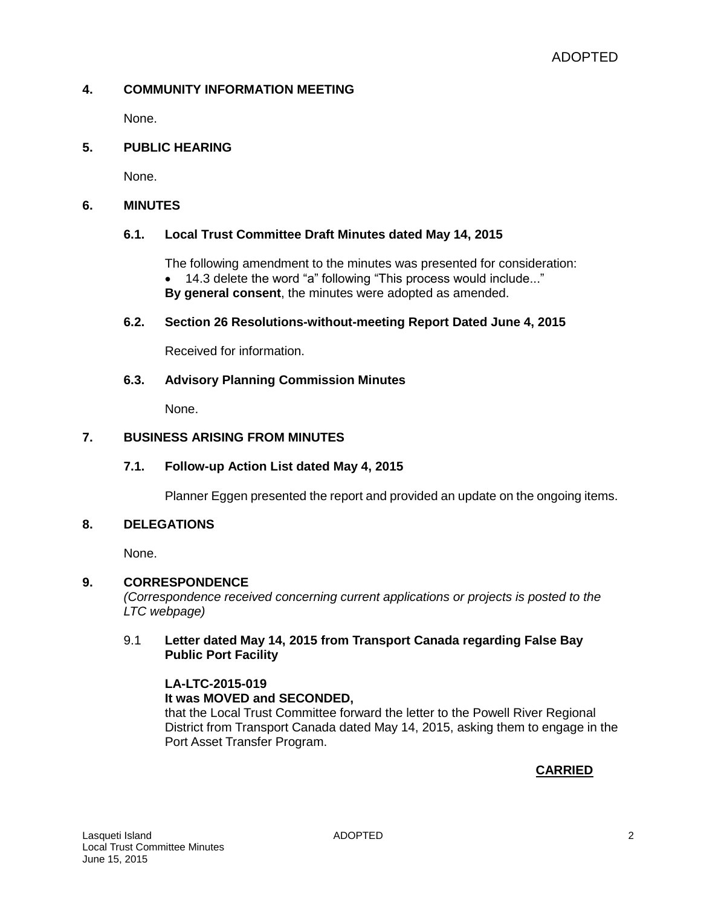## 4. COMMUNITY INFORMATION MEETING

None.

## 5. PUBLIC HEARING

None.

## 6. MINUTES

### 6.1. Local Trust Committee Draft Minutes dated May 14, 2015

The following amendment to the minutes was presented for consideration:

- 14.3 delete the word "a" following "This process would include..."

**By general consent**, the minutes were adopted as amended.

### 6.2. Section 26 Resolutions-without-meeting Report Dated June 4, 2015

Received for information.

### 6.3. Advisory Planning Commission Minutes

None.

## 7. BUSINESS ARISING FROM MINUTES

### 7.1. Follow-up Action List dated May 4, 2015

Planner Eggen presented the report and provided an update on the ongoing items.

## 8. DELEGATIONS

None.

## 9. CORRESPONDENCE

*(Correspondence received concerning current applications or projects is posted to the LTC webpage)*

### 9.1 Letter dated May 14, 2015 from Transport Canada regarding False Bay Public Port Facility

**LA-LTC-2015-019**
**It was MOVED and SECONDED,**
that the Local Trust Committee forward the letter to the Powell River Regional District from Transport Canada dated May 14, 2015, asking them to engage in the Port Asset Transfer Program.

**CARRIED**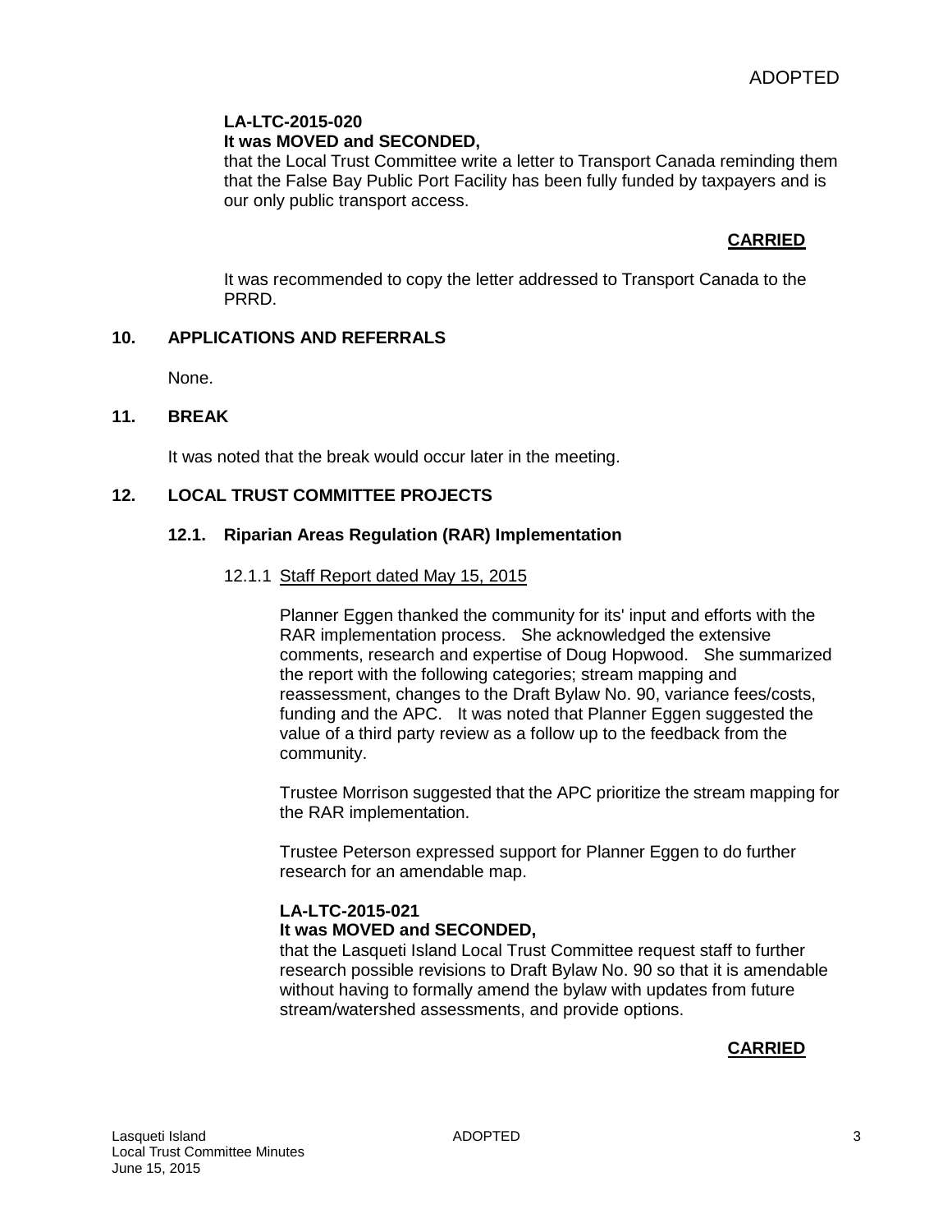ADOPTED

**LA-LTC-2015-020**
**It was MOVED and SECONDED,**
that the Local Trust Committee write a letter to Transport Canada reminding them that the False Bay Public Port Facility has been fully funded by taxpayers and is our only public transport access.

**CARRIED**

It was recommended to copy the letter addressed to Transport Canada to the PRRD.

## 10. APPLICATIONS AND REFERRALS

None.

## 11. BREAK

It was noted that the break would occur later in the meeting.

## 12. LOCAL TRUST COMMITTEE PROJECTS

### 12.1. Riparian Areas Regulation (RAR) Implementation

12.1.1 Staff Report dated May 15, 2015

Planner Eggen thanked the community for its' input and efforts with the RAR implementation process. She acknowledged the extensive comments, research and expertise of Doug Hopwood. She summarized the report with the following categories; stream mapping and reassessment, changes to the Draft Bylaw No. 90, variance fees/costs, funding and the APC. It was noted that Planner Eggen suggested the value of a third party review as a follow up to the feedback from the community.

Trustee Morrison suggested that the APC prioritize the stream mapping for the RAR implementation.

Trustee Peterson expressed support for Planner Eggen to do further research for an amendable map.

**LA-LTC-2015-021**
**It was MOVED and SECONDED,**
that the Lasqueti Island Local Trust Committee request staff to further research possible revisions to Draft Bylaw No. 90 so that it is amendable without having to formally amend the bylaw with updates from future stream/watershed assessments, and provide options.

**CARRIED**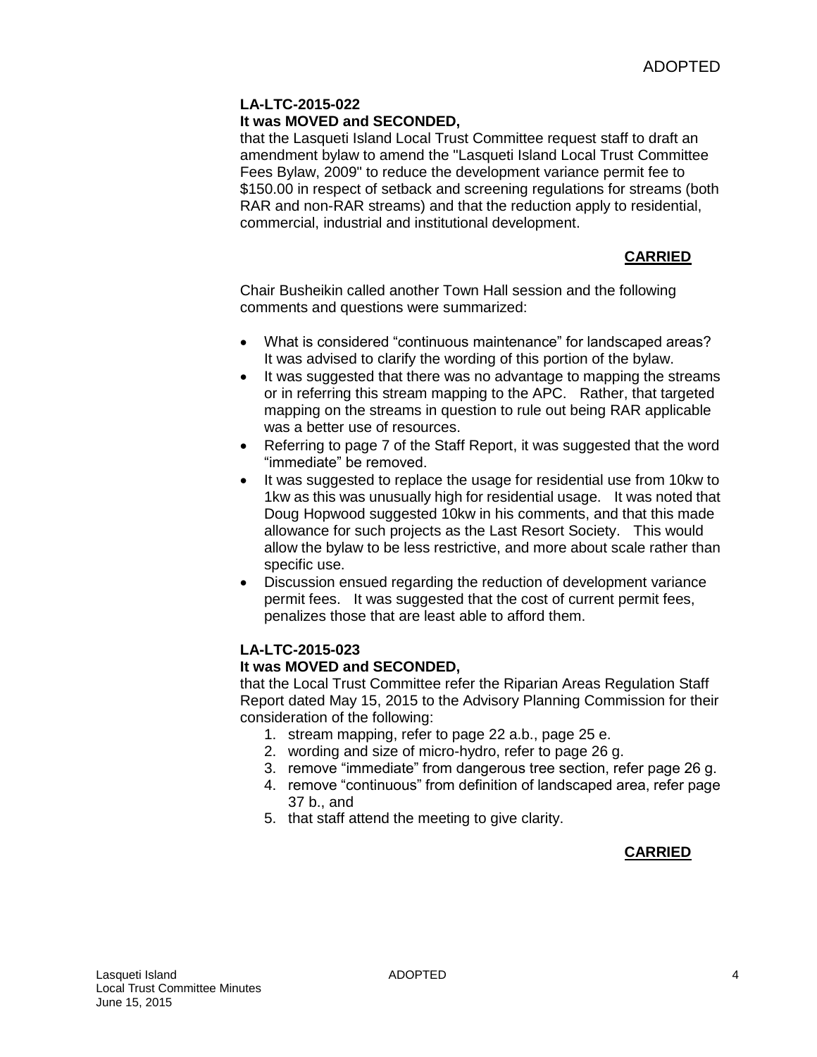**LA-LTC-2015-022**
**It was MOVED and SECONDED,**
that the Lasqueti Island Local Trust Committee request staff to draft an amendment bylaw to amend the "Lasqueti Island Local Trust Committee Fees Bylaw, 2009" to reduce the development variance permit fee to $150.00 in respect of setback and screening regulations for streams (both RAR and non-RAR streams) and that the reduction apply to residential, commercial, industrial and institutional development.

**CARRIED**

Chair Busheikin called another Town Hall session and the following comments and questions were summarized:

- What is considered "continuous maintenance" for landscaped areas? It was advised to clarify the wording of this portion of the bylaw.
- It was suggested that there was no advantage to mapping the streams or in referring this stream mapping to the APC. Rather, that targeted mapping on the streams in question to rule out being RAR applicable was a better use of resources.
- Referring to page 7 of the Staff Report, it was suggested that the word "immediate" be removed.
- It was suggested to replace the usage for residential use from 10kw to 1kw as this was unusually high for residential usage. It was noted that Doug Hopwood suggested 10kw in his comments, and that this made allowance for such projects as the Last Resort Society. This would allow the bylaw to be less restrictive, and more about scale rather than specific use.
- Discussion ensued regarding the reduction of development variance permit fees. It was suggested that the cost of current permit fees, penalizes those that are least able to afford them.

**LA-LTC-2015-023**
**It was MOVED and SECONDED,**
that the Local Trust Committee refer the Riparian Areas Regulation Staff Report dated May 15, 2015 to the Advisory Planning Commission for their consideration of the following:

1. stream mapping, refer to page 22 a.b., page 25 e.
2. wording and size of micro-hydro, refer to page 26 g.
3. remove "immediate" from dangerous tree section, refer page 26 g.
4. remove "continuous" from definition of landscaped area, refer page 37 b., and
5. that staff attend the meeting to give clarity.

**CARRIED**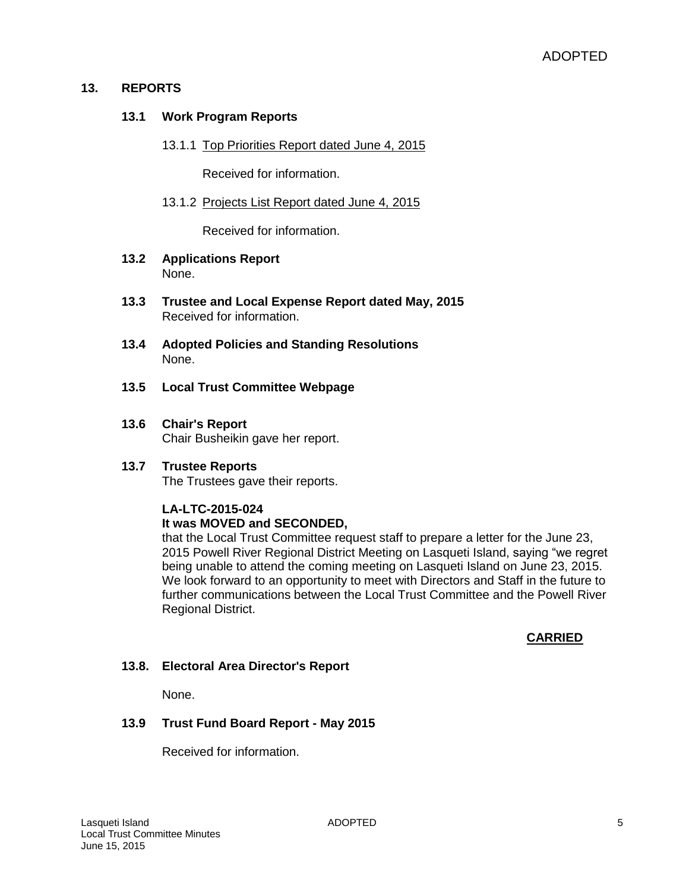ADOPTED

## 13. REPORTS

### 13.1 Work Program Reports

13.1.1 Top Priorities Report dated June 4, 2015

Received for information.

13.1.2 Projects List Report dated June 4, 2015

Received for information.

### 13.2 Applications Report

None.

### 13.3 Trustee and Local Expense Report dated May, 2015

Received for information.

### 13.4 Adopted Policies and Standing Resolutions

None.

### 13.5 Local Trust Committee Webpage

### 13.6 Chair's Report

Chair Busheikin gave her report.

### 13.7 Trustee Reports

The Trustees gave their reports.

**LA-LTC-2015-024**
**It was MOVED and SECONDED,**
that the Local Trust Committee request staff to prepare a letter for the June 23, 2015 Powell River Regional District Meeting on Lasqueti Island, saying "we regret being unable to attend the coming meeting on Lasqueti Island on June 23, 2015. We look forward to an opportunity to meet with Directors and Staff in the future to further communications between the Local Trust Committee and the Powell River Regional District.

**CARRIED**

### 13.8. Electoral Area Director's Report

None.

### 13.9 Trust Fund Board Report - May 2015

Received for information.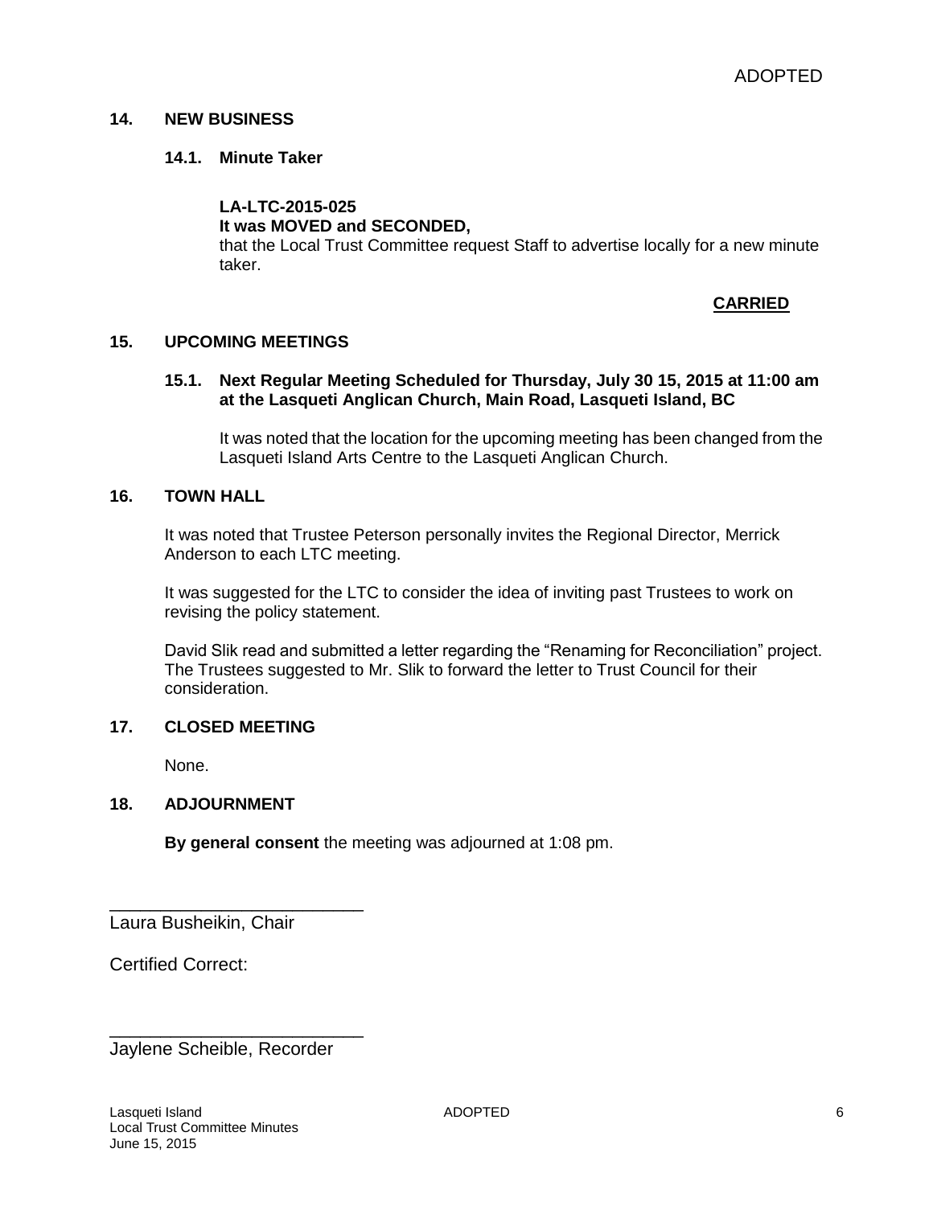ADOPTED

## 14. NEW BUSINESS

### 14.1. Minute Taker

**LA-LTC-2015-025**
**It was MOVED and SECONDED,**
that the Local Trust Committee request Staff to advertise locally for a new minute taker.

**CARRIED**

## 15. UPCOMING MEETINGS

### 15.1. Next Regular Meeting Scheduled for Thursday, July 30 15, 2015 at 11:00 am at the Lasqueti Anglican Church, Main Road, Lasqueti Island, BC

It was noted that the location for the upcoming meeting has been changed from the Lasqueti Island Arts Centre to the Lasqueti Anglican Church.

## 16. TOWN HALL

It was noted that Trustee Peterson personally invites the Regional Director, Merrick Anderson to each LTC meeting.

It was suggested for the LTC to consider the idea of inviting past Trustees to work on revising the policy statement.

David Slik read and submitted a letter regarding the “Renaming for Reconciliation” project. The Trustees suggested to Mr. Slik to forward the letter to Trust Council for their consideration.

## 17. CLOSED MEETING

None.

## 18. ADJOURNMENT

**By general consent** the meeting was adjourned at 1:08 pm.

\_\_\_\_\_\_\_\_\_\_\_\_\_\_\_\_\_\_\_\_\_\_\_\_\_\_
Laura Busheikin, Chair

Certified Correct:

\_\_\_\_\_\_\_\_\_\_\_\_\_\_\_\_\_\_\_\_\_\_\_\_\_\_
Jaylene Scheible, Recorder